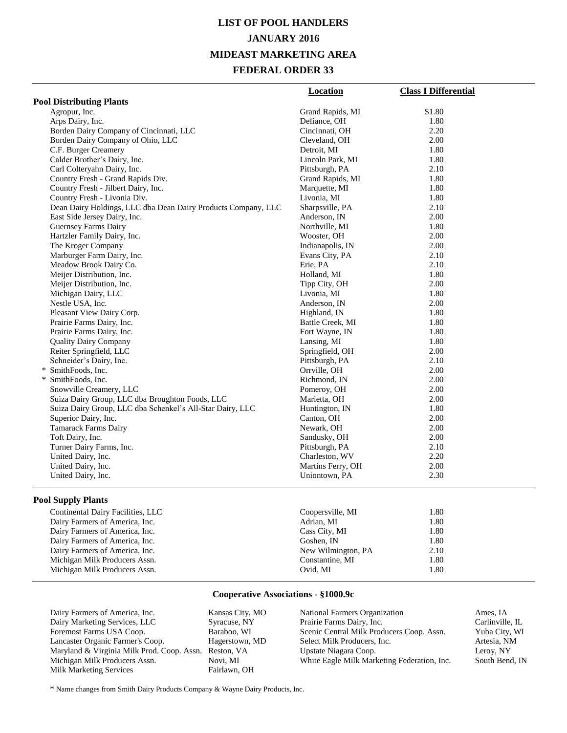# LIST OF POOL HANDLERS

## JANUARY 2016

## MIDEAST MARKETING AREA

## FEDERAL ORDER 33

| | Location | Class I Differential |
|---|---|---|
| **Pool Distributing Plants** | | |
| Agropur, Inc. | Grand Rapids, MI | $1.80 |
| Arps Dairy, Inc. | Defiance, OH | 1.80 |
| Borden Dairy Company of Cincinnati, LLC | Cincinnati, OH | 2.20 |
| Borden Dairy Company of Ohio, LLC | Cleveland, OH | 2.00 |
| C.F. Burger Creamery | Detroit, MI | 1.80 |
| Calder Brother's Dairy, Inc. | Lincoln Park, MI | 1.80 |
| Carl Colteryahn Dairy, Inc. | Pittsburgh, PA | 2.10 |
| Country Fresh - Grand Rapids Div. | Grand Rapids, MI | 1.80 |
| Country Fresh - Jilbert Dairy, Inc. | Marquette, MI | 1.80 |
| Country Fresh - Livonia Div. | Livonia, MI | 1.80 |
| Dean Dairy Holdings, LLC dba Dean Dairy Products Company, LLC | Sharpsville, PA | 2.10 |
| East Side Jersey Dairy, Inc. | Anderson, IN | 2.00 |
| Guernsey Farms Dairy | Northville, MI | 1.80 |
| Hartzler Family Dairy, Inc. | Wooster, OH | 2.00 |
| The Kroger Company | Indianapolis, IN | 2.00 |
| Marburger Farm Dairy, Inc. | Evans City, PA | 2.10 |
| Meadow Brook Dairy Co. | Erie, PA | 2.10 |
| Meijer Distribution, Inc. | Holland, MI | 1.80 |
| Meijer Distribution, Inc. | Tipp City, OH | 2.00 |
| Michigan Dairy, LLC | Livonia, MI | 1.80 |
| Nestle USA, Inc. | Anderson, IN | 2.00 |
| Pleasant View Dairy Corp. | Highland, IN | 1.80 |
| Prairie Farms Dairy, Inc. | Battle Creek, MI | 1.80 |
| Prairie Farms Dairy, Inc. | Fort Wayne, IN | 1.80 |
| Quality Dairy Company | Lansing, MI | 1.80 |
| Reiter Springfield, LLC | Springfield, OH | 2.00 |
| Schneider's Dairy, Inc. | Pittsburgh, PA | 2.10 |
| * SmithFoods, Inc. | Orrville, OH | 2.00 |
| * SmithFoods, Inc. | Richmond, IN | 2.00 |
| Snowville Creamery, LLC | Pomeroy, OH | 2.00 |
| Suiza Dairy Group, LLC dba Broughton Foods, LLC | Marietta, OH | 2.00 |
| Suiza Dairy Group, LLC dba Schenkel's All-Star Dairy, LLC | Huntington, IN | 1.80 |
| Superior Dairy, Inc. | Canton, OH | 2.00 |
| Tamarack Farms Dairy | Newark, OH | 2.00 |
| Toft Dairy, Inc. | Sandusky, OH | 2.00 |
| Turner Dairy Farms, Inc. | Pittsburgh, PA | 2.10 |
| United Dairy, Inc. | Charleston, WV | 2.20 |
| United Dairy, Inc. | Martins Ferry, OH | 2.00 |
| United Dairy, Inc. | Uniontown, PA | 2.30 |
| **Pool Supply Plants** | | |
| Continental Dairy Facilities, LLC | Coopersville, MI | 1.80 |
| Dairy Farmers of America, Inc. | Adrian, MI | 1.80 |
| Dairy Farmers of America, Inc. | Cass City, MI | 1.80 |
| Dairy Farmers of America, Inc. | Goshen, IN | 1.80 |
| Dairy Farmers of America, Inc. | New Wilmington, PA | 2.10 |
| Michigan Milk Producers Assn. | Constantine, MI | 1.80 |
| Michigan Milk Producers Assn. | Ovid, MI | 1.80 |

### Cooperative Associations - §1000.9c

| | | | |
|---|---|---|---|
| Dairy Farmers of America, Inc. | Kansas City, MO | National Farmers Organization | Ames, IA |
| Dairy Marketing Services, LLC | Syracuse, NY | Prairie Farms Dairy, Inc. | Carlinville, IL |
| Foremost Farms USA Coop. | Baraboo, WI | Scenic Central Milk Producers Coop. Assn. | Yuba City, WI |
| Lancaster Organic Farmer's Coop. | Hagerstown, MD | Select Milk Producers, Inc. | Artesia, NM |
| Maryland & Virginia Milk Prod. Coop. Assn. | Reston, VA | Upstate Niagara Coop. | Leroy, NY |
| Michigan Milk Producers Assn. | Novi, MI | White Eagle Milk Marketing Federation, Inc. | South Bend, IN |
| Milk Marketing Services | Fairlawn, OH | | |

* Name changes from Smith Dairy Products Company & Wayne Dairy Products, Inc.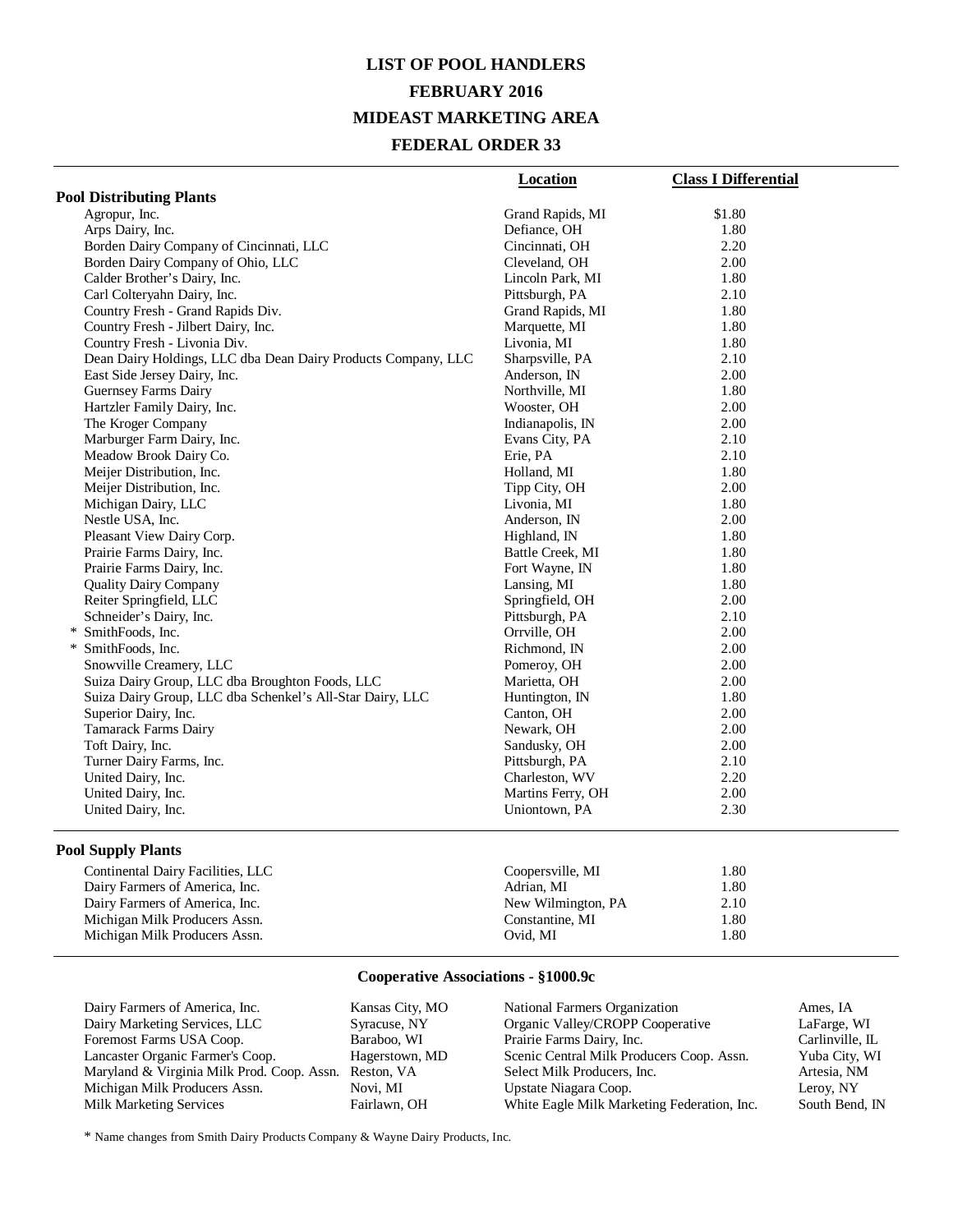# LIST OF POOL HANDLERS
## FEBRUARY 2016
## MIDEAST MARKETING AREA
## FEDERAL ORDER 33

| | Location | Class I Differential |
|---|---|---|
| **Pool Distributing Plants** | | |
| Agropur, Inc. | Grand Rapids, MI | $1.80 |
| Arps Dairy, Inc. | Defiance, OH | 1.80 |
| Borden Dairy Company of Cincinnati, LLC | Cincinnati, OH | 2.20 |
| Borden Dairy Company of Ohio, LLC | Cleveland, OH | 2.00 |
| Calder Brother's Dairy, Inc. | Lincoln Park, MI | 1.80 |
| Carl Colteryahn Dairy, Inc. | Pittsburgh, PA | 2.10 |
| Country Fresh - Grand Rapids Div. | Grand Rapids, MI | 1.80 |
| Country Fresh - Jilbert Dairy, Inc. | Marquette, MI | 1.80 |
| Country Fresh - Livonia Div. | Livonia, MI | 1.80 |
| Dean Dairy Holdings, LLC dba Dean Dairy Products Company, LLC | Sharpsville, PA | 2.10 |
| East Side Jersey Dairy, Inc. | Anderson, IN | 2.00 |
| Guernsey Farms Dairy | Northville, MI | 1.80 |
| Hartzler Family Dairy, Inc. | Wooster, OH | 2.00 |
| The Kroger Company | Indianapolis, IN | 2.00 |
| Marburger Farm Dairy, Inc. | Evans City, PA | 2.10 |
| Meadow Brook Dairy Co. | Erie, PA | 2.10 |
| Meijer Distribution, Inc. | Holland, MI | 1.80 |
| Meijer Distribution, Inc. | Tipp City, OH | 2.00 |
| Michigan Dairy, LLC | Livonia, MI | 1.80 |
| Nestle USA, Inc. | Anderson, IN | 2.00 |
| Pleasant View Dairy Corp. | Highland, IN | 1.80 |
| Prairie Farms Dairy, Inc. | Battle Creek, MI | 1.80 |
| Prairie Farms Dairy, Inc. | Fort Wayne, IN | 1.80 |
| Quality Dairy Company | Lansing, MI | 1.80 |
| Reiter Springfield, LLC | Springfield, OH | 2.00 |
| Schneider's Dairy, Inc. | Pittsburgh, PA | 2.10 |
| * SmithFoods, Inc. | Orrville, OH | 2.00 |
| * SmithFoods, Inc. | Richmond, IN | 2.00 |
| Snowville Creamery, LLC | Pomeroy, OH | 2.00 |
| Suiza Dairy Group, LLC dba Broughton Foods, LLC | Marietta, OH | 2.00 |
| Suiza Dairy Group, LLC dba Schenkel's All-Star Dairy, LLC | Huntington, IN | 1.80 |
| Superior Dairy, Inc. | Canton, OH | 2.00 |
| Tamarack Farms Dairy | Newark, OH | 2.00 |
| Toft Dairy, Inc. | Sandusky, OH | 2.00 |
| Turner Dairy Farms, Inc. | Pittsburgh, PA | 2.10 |
| United Dairy, Inc. | Charleston, WV | 2.20 |
| United Dairy, Inc. | Martins Ferry, OH | 2.00 |
| United Dairy, Inc. | Uniontown, PA | 2.30 |
| **Pool Supply Plants** | | |
| Continental Dairy Facilities, LLC | Coopersville, MI | 1.80 |
| Dairy Farmers of America, Inc. | Adrian, MI | 1.80 |
| Dairy Farmers of America, Inc. | New Wilmington, PA | 2.10 |
| Michigan Milk Producers Assn. | Constantine, MI | 1.80 |
| Michigan Milk Producers Assn. | Ovid, MI | 1.80 |

### Cooperative Associations - §1000.9c

| | | | |
|---|---|---|---|
| Dairy Farmers of America, Inc. | Kansas City, MO | National Farmers Organization | Ames, IA |
| Dairy Marketing Services, LLC | Syracuse, NY | Organic Valley/CROPP Cooperative | LaFarge, WI |
| Foremost Farms USA Coop. | Baraboo, WI | Prairie Farms Dairy, Inc. | Carlinville, IL |
| Lancaster Organic Farmer's Coop. | Hagerstown, MD | Scenic Central Milk Producers Coop. Assn. | Yuba City, WI |
| Maryland & Virginia Milk Prod. Coop. Assn. | Reston, VA | Select Milk Producers, Inc. | Artesia, NM |
| Michigan Milk Producers Assn. | Novi, MI | Upstate Niagara Coop. | Leroy, NY |
| Milk Marketing Services | Fairlawn, OH | White Eagle Milk Marketing Federation, Inc. | South Bend, IN |

* Name changes from Smith Dairy Products Company & Wayne Dairy Products, Inc.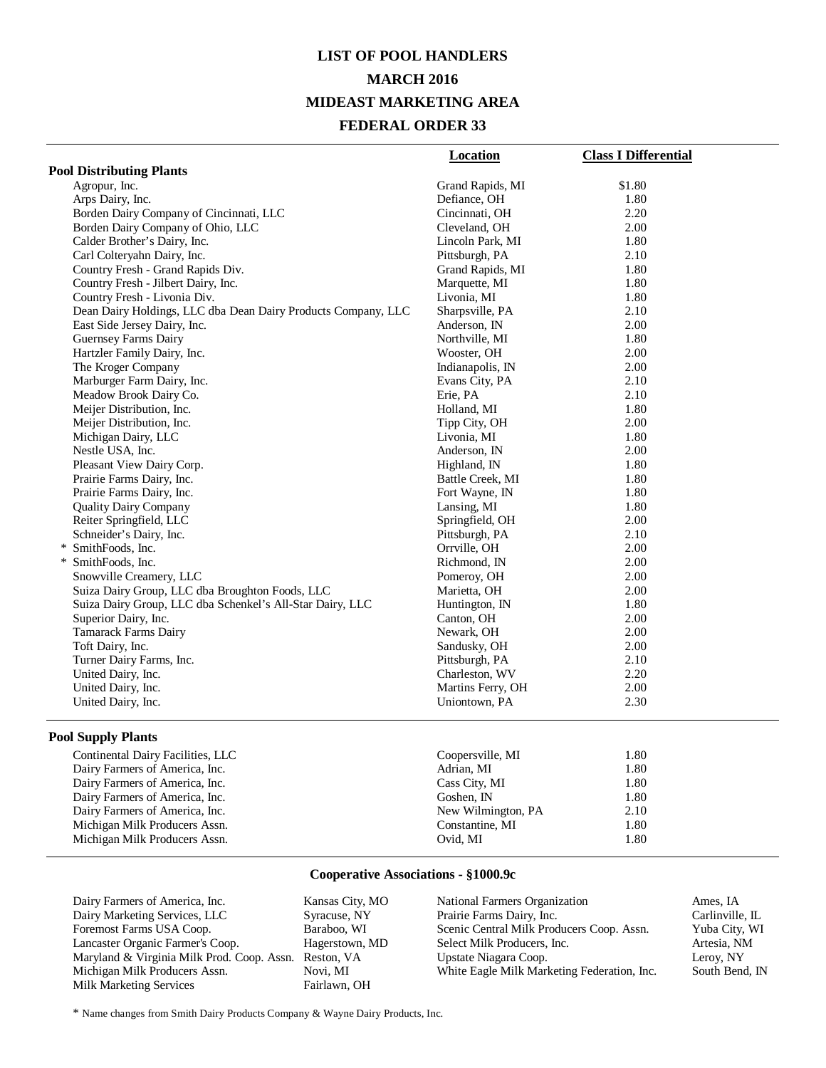# LIST OF POOL HANDLERS
## MARCH 2016
## MIDEAST MARKETING AREA
## FEDERAL ORDER 33

| | Location | Class I Differential |
|---|---|---|
| **Pool Distributing Plants** | | |
| Agropur, Inc. | Grand Rapids, MI | $1.80 |
| Arps Dairy, Inc. | Defiance, OH | 1.80 |
| Borden Dairy Company of Cincinnati, LLC | Cincinnati, OH | 2.20 |
| Borden Dairy Company of Ohio, LLC | Cleveland, OH | 2.00 |
| Calder Brother's Dairy, Inc. | Lincoln Park, MI | 1.80 |
| Carl Colteryahn Dairy, Inc. | Pittsburgh, PA | 2.10 |
| Country Fresh - Grand Rapids Div. | Grand Rapids, MI | 1.80 |
| Country Fresh - Jilbert Dairy, Inc. | Marquette, MI | 1.80 |
| Country Fresh - Livonia Div. | Livonia, MI | 1.80 |
| Dean Dairy Holdings, LLC dba Dean Dairy Products Company, LLC | Sharpsville, PA | 2.10 |
| East Side Jersey Dairy, Inc. | Anderson, IN | 2.00 |
| Guernsey Farms Dairy | Northville, MI | 1.80 |
| Hartzler Family Dairy, Inc. | Wooster, OH | 2.00 |
| The Kroger Company | Indianapolis, IN | 2.00 |
| Marburger Farm Dairy, Inc. | Evans City, PA | 2.10 |
| Meadow Brook Dairy Co. | Erie, PA | 2.10 |
| Meijer Distribution, Inc. | Holland, MI | 1.80 |
| Meijer Distribution, Inc. | Tipp City, OH | 2.00 |
| Michigan Dairy, LLC | Livonia, MI | 1.80 |
| Nestle USA, Inc. | Anderson, IN | 2.00 |
| Pleasant View Dairy Corp. | Highland, IN | 1.80 |
| Prairie Farms Dairy, Inc. | Battle Creek, MI | 1.80 |
| Prairie Farms Dairy, Inc. | Fort Wayne, IN | 1.80 |
| Quality Dairy Company | Lansing, MI | 1.80 |
| Reiter Springfield, LLC | Springfield, OH | 2.00 |
| Schneider's Dairy, Inc. | Pittsburgh, PA | 2.10 |
| * SmithFoods, Inc. | Orrville, OH | 2.00 |
| * SmithFoods, Inc. | Richmond, IN | 2.00 |
| Snowville Creamery, LLC | Pomeroy, OH | 2.00 |
| Suiza Dairy Group, LLC dba Broughton Foods, LLC | Marietta, OH | 2.00 |
| Suiza Dairy Group, LLC dba Schenkel's All-Star Dairy, LLC | Huntington, IN | 1.80 |
| Superior Dairy, Inc. | Canton, OH | 2.00 |
| Tamarack Farms Dairy | Newark, OH | 2.00 |
| Toft Dairy, Inc. | Sandusky, OH | 2.00 |
| Turner Dairy Farms, Inc. | Pittsburgh, PA | 2.10 |
| United Dairy, Inc. | Charleston, WV | 2.20 |
| United Dairy, Inc. | Martins Ferry, OH | 2.00 |
| United Dairy, Inc. | Uniontown, PA | 2.30 |
| **Pool Supply Plants** | | |
| Continental Dairy Facilities, LLC | Coopersville, MI | 1.80 |
| Dairy Farmers of America, Inc. | Adrian, MI | 1.80 |
| Dairy Farmers of America, Inc. | Cass City, MI | 1.80 |
| Dairy Farmers of America, Inc. | Goshen, IN | 1.80 |
| Dairy Farmers of America, Inc. | New Wilmington, PA | 2.10 |
| Michigan Milk Producers Assn. | Constantine, MI | 1.80 |
| Michigan Milk Producers Assn. | Ovid, MI | 1.80 |

### Cooperative Associations - §1000.9c

| | | | |
|---|---|---|---|
| Dairy Farmers of America, Inc. | Kansas City, MO | National Farmers Organization | Ames, IA |
| Dairy Marketing Services, LLC | Syracuse, NY | Prairie Farms Dairy, Inc. | Carlinville, IL |
| Foremost Farms USA Coop. | Baraboo, WI | Scenic Central Milk Producers Coop. Assn. | Yuba City, WI |
| Lancaster Organic Farmer's Coop. | Hagerstown, MD | Select Milk Producers, Inc. | Artesia, NM |
| Maryland & Virginia Milk Prod. Coop. Assn. | Reston, VA | Upstate Niagara Coop. | Leroy, NY |
| Michigan Milk Producers Assn. | Novi, MI | White Eagle Milk Marketing Federation, Inc. | South Bend, IN |
| Milk Marketing Services | Fairlawn, OH | | |

* Name changes from Smith Dairy Products Company & Wayne Dairy Products, Inc.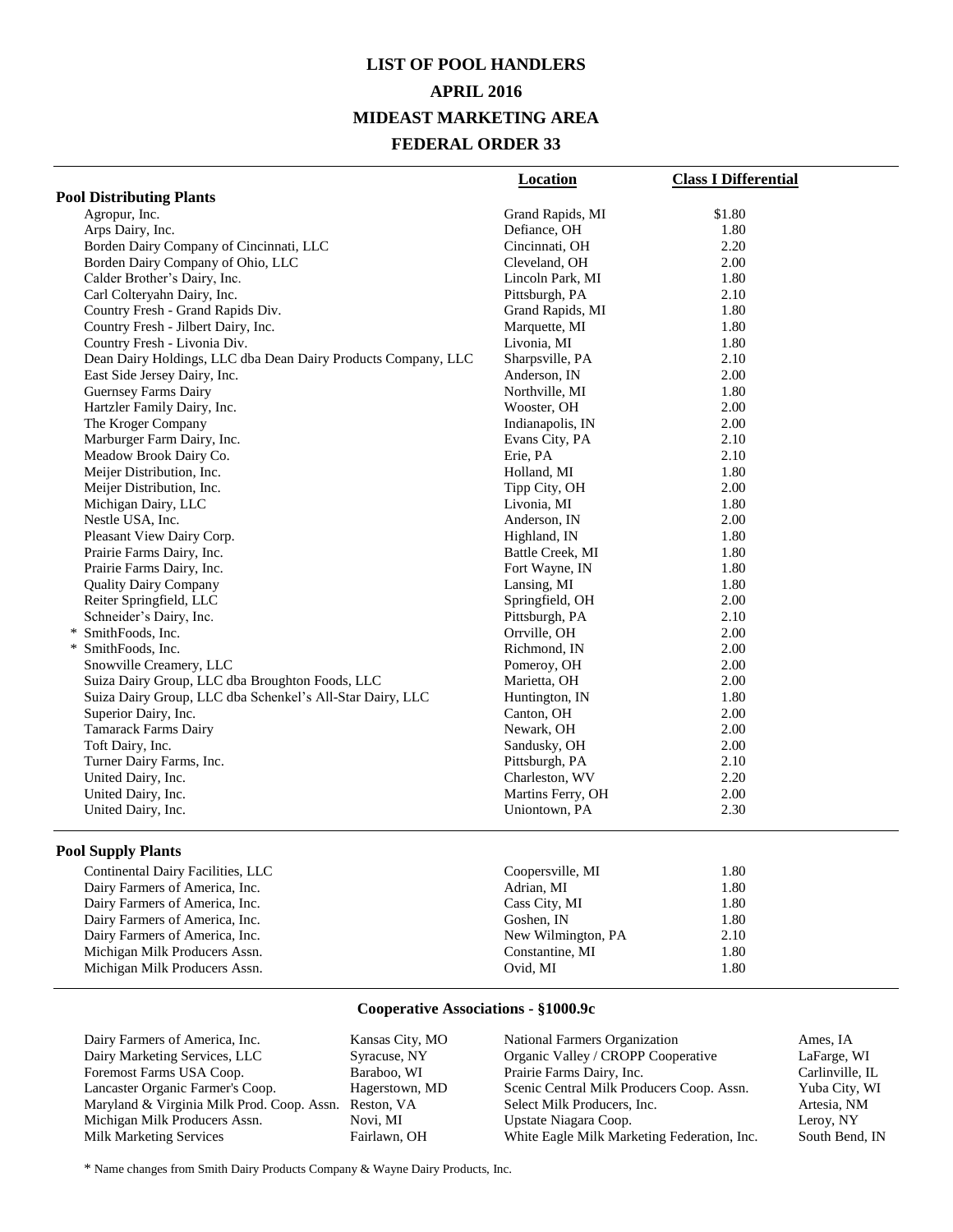# LIST OF POOL HANDLERS

## APRIL 2016

## MIDEAST MARKETING AREA

## FEDERAL ORDER 33

| | Location | Class I Differential |
|---|---|---|
| **Pool Distributing Plants** | | |
| Agropur, Inc. | Grand Rapids, MI | $1.80 |
| Arps Dairy, Inc. | Defiance, OH | 1.80 |
| Borden Dairy Company of Cincinnati, LLC | Cincinnati, OH | 2.20 |
| Borden Dairy Company of Ohio, LLC | Cleveland, OH | 2.00 |
| Calder Brother's Dairy, Inc. | Lincoln Park, MI | 1.80 |
| Carl Colteryahn Dairy, Inc. | Pittsburgh, PA | 2.10 |
| Country Fresh - Grand Rapids Div. | Grand Rapids, MI | 1.80 |
| Country Fresh - Jilbert Dairy, Inc. | Marquette, MI | 1.80 |
| Country Fresh - Livonia Div. | Livonia, MI | 1.80 |
| Dean Dairy Holdings, LLC dba Dean Dairy Products Company, LLC | Sharpsville, PA | 2.10 |
| East Side Jersey Dairy, Inc. | Anderson, IN | 2.00 |
| Guernsey Farms Dairy | Northville, MI | 1.80 |
| Hartzler Family Dairy, Inc. | Wooster, OH | 2.00 |
| The Kroger Company | Indianapolis, IN | 2.00 |
| Marburger Farm Dairy, Inc. | Evans City, PA | 2.10 |
| Meadow Brook Dairy Co. | Erie, PA | 2.10 |
| Meijer Distribution, Inc. | Holland, MI | 1.80 |
| Meijer Distribution, Inc. | Tipp City, OH | 2.00 |
| Michigan Dairy, LLC | Livonia, MI | 1.80 |
| Nestle USA, Inc. | Anderson, IN | 2.00 |
| Pleasant View Dairy Corp. | Highland, IN | 1.80 |
| Prairie Farms Dairy, Inc. | Battle Creek, MI | 1.80 |
| Prairie Farms Dairy, Inc. | Fort Wayne, IN | 1.80 |
| Quality Dairy Company | Lansing, MI | 1.80 |
| Reiter Springfield, LLC | Springfield, OH | 2.00 |
| Schneider's Dairy, Inc. | Pittsburgh, PA | 2.10 |
| * SmithFoods, Inc. | Orrville, OH | 2.00 |
| * SmithFoods, Inc. | Richmond, IN | 2.00 |
| Snowville Creamery, LLC | Pomeroy, OH | 2.00 |
| Suiza Dairy Group, LLC dba Broughton Foods, LLC | Marietta, OH | 2.00 |
| Suiza Dairy Group, LLC dba Schenkel's All-Star Dairy, LLC | Huntington, IN | 1.80 |
| Superior Dairy, Inc. | Canton, OH | 2.00 |
| Tamarack Farms Dairy | Newark, OH | 2.00 |
| Toft Dairy, Inc. | Sandusky, OH | 2.00 |
| Turner Dairy Farms, Inc. | Pittsburgh, PA | 2.10 |
| United Dairy, Inc. | Charleston, WV | 2.20 |
| United Dairy, Inc. | Martins Ferry, OH | 2.00 |
| United Dairy, Inc. | Uniontown, PA | 2.30 |
| **Pool Supply Plants** | | |
| Continental Dairy Facilities, LLC | Coopersville, MI | 1.80 |
| Dairy Farmers of America, Inc. | Adrian, MI | 1.80 |
| Dairy Farmers of America, Inc. | Cass City, MI | 1.80 |
| Dairy Farmers of America, Inc. | Goshen, IN | 1.80 |
| Dairy Farmers of America, Inc. | New Wilmington, PA | 2.10 |
| Michigan Milk Producers Assn. | Constantine, MI | 1.80 |
| Michigan Milk Producers Assn. | Ovid, MI | 1.80 |

### Cooperative Associations - §1000.9c

| | | | |
|---|---|---|---|
| Dairy Farmers of America, Inc. | Kansas City, MO | National Farmers Organization | Ames, IA |
| Dairy Marketing Services, LLC | Syracuse, NY | Organic Valley / CROPP Cooperative | LaFarge, WI |
| Foremost Farms USA Coop. | Baraboo, WI | Prairie Farms Dairy, Inc. | Carlinville, IL |
| Lancaster Organic Farmer's Coop. | Hagerstown, MD | Scenic Central Milk Producers Coop. Assn. | Yuba City, WI |
| Maryland & Virginia Milk Prod. Coop. Assn. | Reston, VA | Select Milk Producers, Inc. | Artesia, NM |
| Michigan Milk Producers Assn. | Novi, MI | Upstate Niagara Coop. | Leroy, NY |
| Milk Marketing Services | Fairlawn, OH | White Eagle Milk Marketing Federation, Inc. | South Bend, IN |

* Name changes from Smith Dairy Products Company & Wayne Dairy Products, Inc.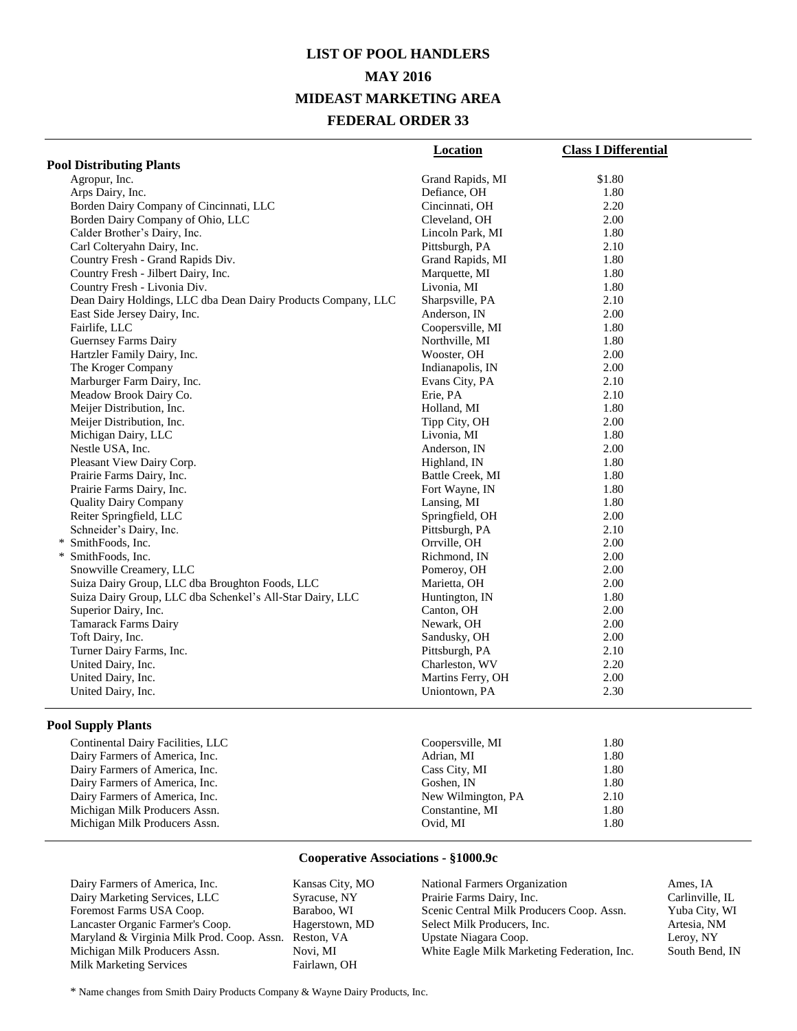# LIST OF POOL HANDLERS

## MAY 2016

## MIDEAST MARKETING AREA

## FEDERAL ORDER 33

| | Location | Class I Differential |
|---|---|---|
| **Pool Distributing Plants** | | |
| Agropur, Inc. | Grand Rapids, MI | $1.80 |
| Arps Dairy, Inc. | Defiance, OH | 1.80 |
| Borden Dairy Company of Cincinnati, LLC | Cincinnati, OH | 2.20 |
| Borden Dairy Company of Ohio, LLC | Cleveland, OH | 2.00 |
| Calder Brother's Dairy, Inc. | Lincoln Park, MI | 1.80 |
| Carl Colteryahn Dairy, Inc. | Pittsburgh, PA | 2.10 |
| Country Fresh - Grand Rapids Div. | Grand Rapids, MI | 1.80 |
| Country Fresh - Jilbert Dairy, Inc. | Marquette, MI | 1.80 |
| Country Fresh - Livonia Div. | Livonia, MI | 1.80 |
| Dean Dairy Holdings, LLC dba Dean Dairy Products Company, LLC | Sharpsville, PA | 2.10 |
| East Side Jersey Dairy, Inc. | Anderson, IN | 2.00 |
| Fairlife, LLC | Coopersville, MI | 1.80 |
| Guernsey Farms Dairy | Northville, MI | 1.80 |
| Hartzler Family Dairy, Inc. | Wooster, OH | 2.00 |
| The Kroger Company | Indianapolis, IN | 2.00 |
| Marburger Farm Dairy, Inc. | Evans City, PA | 2.10 |
| Meadow Brook Dairy Co. | Erie, PA | 2.10 |
| Meijer Distribution, Inc. | Holland, MI | 1.80 |
| Meijer Distribution, Inc. | Tipp City, OH | 2.00 |
| Michigan Dairy, LLC | Livonia, MI | 1.80 |
| Nestle USA, Inc. | Anderson, IN | 2.00 |
| Pleasant View Dairy Corp. | Highland, IN | 1.80 |
| Prairie Farms Dairy, Inc. | Battle Creek, MI | 1.80 |
| Prairie Farms Dairy, Inc. | Fort Wayne, IN | 1.80 |
| Quality Dairy Company | Lansing, MI | 1.80 |
| Reiter Springfield, LLC | Springfield, OH | 2.00 |
| Schneider's Dairy, Inc. | Pittsburgh, PA | 2.10 |
| * SmithFoods, Inc. | Orrville, OH | 2.00 |
| * SmithFoods, Inc. | Richmond, IN | 2.00 |
| Snowville Creamery, LLC | Pomeroy, OH | 2.00 |
| Suiza Dairy Group, LLC dba Broughton Foods, LLC | Marietta, OH | 2.00 |
| Suiza Dairy Group, LLC dba Schenkel's All-Star Dairy, LLC | Huntington, IN | 1.80 |
| Superior Dairy, Inc. | Canton, OH | 2.00 |
| Tamarack Farms Dairy | Newark, OH | 2.00 |
| Toft Dairy, Inc. | Sandusky, OH | 2.00 |
| Turner Dairy Farms, Inc. | Pittsburgh, PA | 2.10 |
| United Dairy, Inc. | Charleston, WV | 2.20 |
| United Dairy, Inc. | Martins Ferry, OH | 2.00 |
| United Dairy, Inc. | Uniontown, PA | 2.30 |
| **Pool Supply Plants** | | |
| Continental Dairy Facilities, LLC | Coopersville, MI | 1.80 |
| Dairy Farmers of America, Inc. | Adrian, MI | 1.80 |
| Dairy Farmers of America, Inc. | Cass City, MI | 1.80 |
| Dairy Farmers of America, Inc. | Goshen, IN | 1.80 |
| Dairy Farmers of America, Inc. | New Wilmington, PA | 2.10 |
| Michigan Milk Producers Assn. | Constantine, MI | 1.80 |
| Michigan Milk Producers Assn. | Ovid, MI | 1.80 |

### Cooperative Associations - §1000.9c

| Cooperative | Location |
|---|---|
| Dairy Farmers of America, Inc. | Kansas City, MO |
| Dairy Marketing Services, LLC | Syracuse, NY |
| Foremost Farms USA Coop. | Baraboo, WI |
| Lancaster Organic Farmer's Coop. | Hagerstown, MD |
| Maryland & Virginia Milk Prod. Coop. Assn. | Reston, VA |
| Michigan Milk Producers Assn. | Novi, MI |
| Milk Marketing Services | Fairlawn, OH |
| National Farmers Organization | Ames, IA |
| Prairie Farms Dairy, Inc. | Carlinville, IL |
| Scenic Central Milk Producers Coop. Assn. | Yuba City, WI |
| Select Milk Producers, Inc. | Artesia, NM |
| Upstate Niagara Coop. | Leroy, NY |
| White Eagle Milk Marketing Federation, Inc. | South Bend, IN |

* Name changes from Smith Dairy Products Company & Wayne Dairy Products, Inc.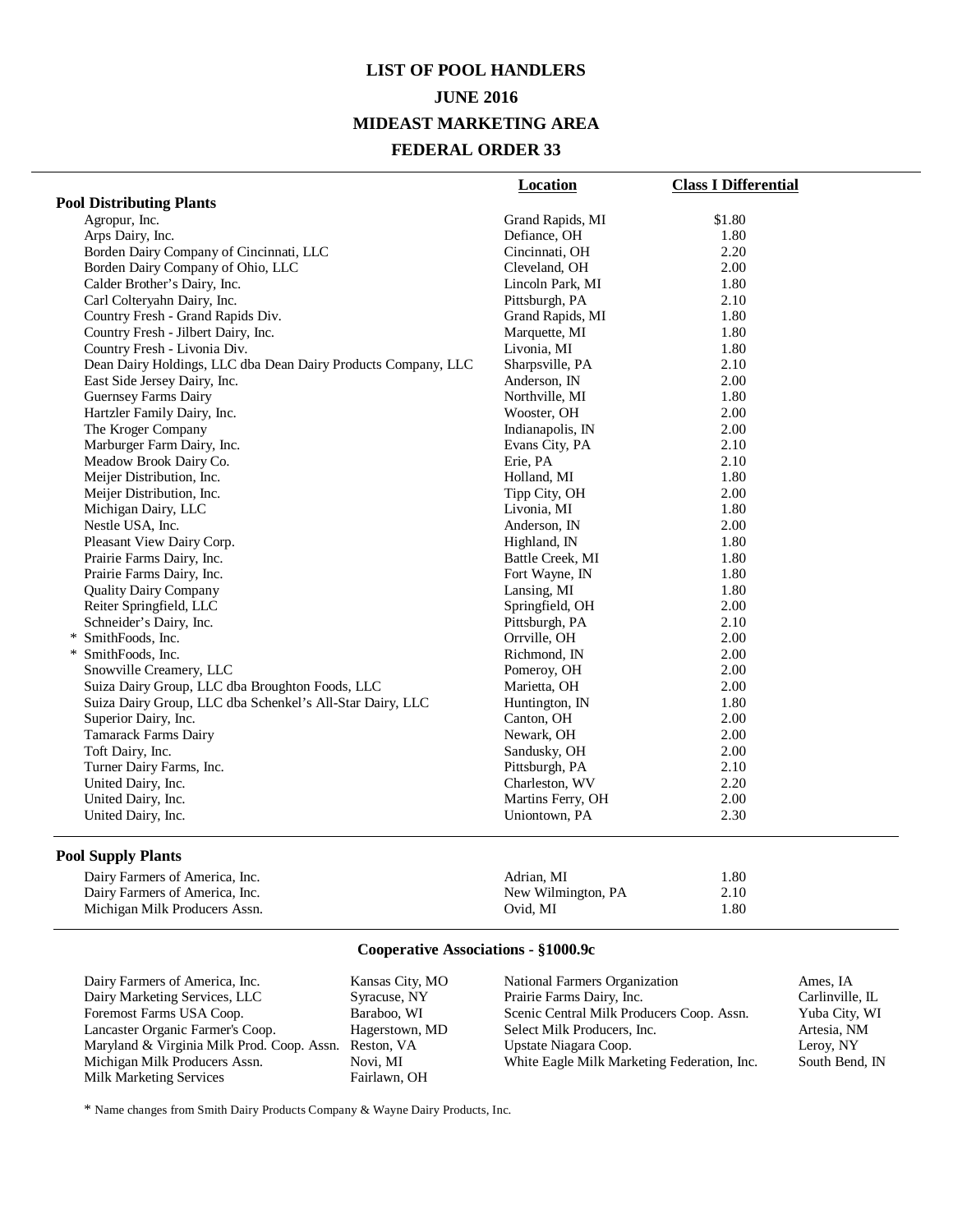# LIST OF POOL HANDLERS

## JUNE 2016

## MIDEAST MARKETING AREA

## FEDERAL ORDER 33

| | Location | Class I Differential |
|---|---|---|
| **Pool Distributing Plants** | | |
| Agropur, Inc. | Grand Rapids, MI | $1.80 |
| Arps Dairy, Inc. | Defiance, OH | 1.80 |
| Borden Dairy Company of Cincinnati, LLC | Cincinnati, OH | 2.20 |
| Borden Dairy Company of Ohio, LLC | Cleveland, OH | 2.00 |
| Calder Brother's Dairy, Inc. | Lincoln Park, MI | 1.80 |
| Carl Colteryahn Dairy, Inc. | Pittsburgh, PA | 2.10 |
| Country Fresh - Grand Rapids Div. | Grand Rapids, MI | 1.80 |
| Country Fresh - Jilbert Dairy, Inc. | Marquette, MI | 1.80 |
| Country Fresh - Livonia Div. | Livonia, MI | 1.80 |
| Dean Dairy Holdings, LLC dba Dean Dairy Products Company, LLC | Sharpsville, PA | 2.10 |
| East Side Jersey Dairy, Inc. | Anderson, IN | 2.00 |
| Guernsey Farms Dairy | Northville, MI | 1.80 |
| Hartzler Family Dairy, Inc. | Wooster, OH | 2.00 |
| The Kroger Company | Indianapolis, IN | 2.00 |
| Marburger Farm Dairy, Inc. | Evans City, PA | 2.10 |
| Meadow Brook Dairy Co. | Erie, PA | 2.10 |
| Meijer Distribution, Inc. | Holland, MI | 1.80 |
| Meijer Distribution, Inc. | Tipp City, OH | 2.00 |
| Michigan Dairy, LLC | Livonia, MI | 1.80 |
| Nestle USA, Inc. | Anderson, IN | 2.00 |
| Pleasant View Dairy Corp. | Highland, IN | 1.80 |
| Prairie Farms Dairy, Inc. | Battle Creek, MI | 1.80 |
| Prairie Farms Dairy, Inc. | Fort Wayne, IN | 1.80 |
| Quality Dairy Company | Lansing, MI | 1.80 |
| Reiter Springfield, LLC | Springfield, OH | 2.00 |
| Schneider's Dairy, Inc. | Pittsburgh, PA | 2.10 |
| * SmithFoods, Inc. | Orrville, OH | 2.00 |
| * SmithFoods, Inc. | Richmond, IN | 2.00 |
| Snowville Creamery, LLC | Pomeroy, OH | 2.00 |
| Suiza Dairy Group, LLC dba Broughton Foods, LLC | Marietta, OH | 2.00 |
| Suiza Dairy Group, LLC dba Schenkel's All-Star Dairy, LLC | Huntington, IN | 1.80 |
| Superior Dairy, Inc. | Canton, OH | 2.00 |
| Tamarack Farms Dairy | Newark, OH | 2.00 |
| Toft Dairy, Inc. | Sandusky, OH | 2.00 |
| Turner Dairy Farms, Inc. | Pittsburgh, PA | 2.10 |
| United Dairy, Inc. | Charleston, WV | 2.20 |
| United Dairy, Inc. | Martins Ferry, OH | 2.00 |
| United Dairy, Inc. | Uniontown, PA | 2.30 |
| **Pool Supply Plants** | | |
| Dairy Farmers of America, Inc. | Adrian, MI | 1.80 |
| Dairy Farmers of America, Inc. | New Wilmington, PA | 2.10 |
| Michigan Milk Producers Assn. | Ovid, MI | 1.80 |

### Cooperative Associations - §1000.9c

| | | | |
|---|---|---|---|
| Dairy Farmers of America, Inc. | Kansas City, MO | National Farmers Organization | Ames, IA |
| Dairy Marketing Services, LLC | Syracuse, NY | Prairie Farms Dairy, Inc. | Carlinville, IL |
| Foremost Farms USA Coop. | Baraboo, WI | Scenic Central Milk Producers Coop. Assn. | Yuba City, WI |
| Lancaster Organic Farmer's Coop. | Hagerstown, MD | Select Milk Producers, Inc. | Artesia, NM |
| Maryland & Virginia Milk Prod. Coop. Assn. | Reston, VA | Upstate Niagara Coop. | Leroy, NY |
| Michigan Milk Producers Assn. | Novi, MI | White Eagle Milk Marketing Federation, Inc. | South Bend, IN |
| Milk Marketing Services | Fairlawn, OH | | |

* Name changes from Smith Dairy Products Company & Wayne Dairy Products, Inc.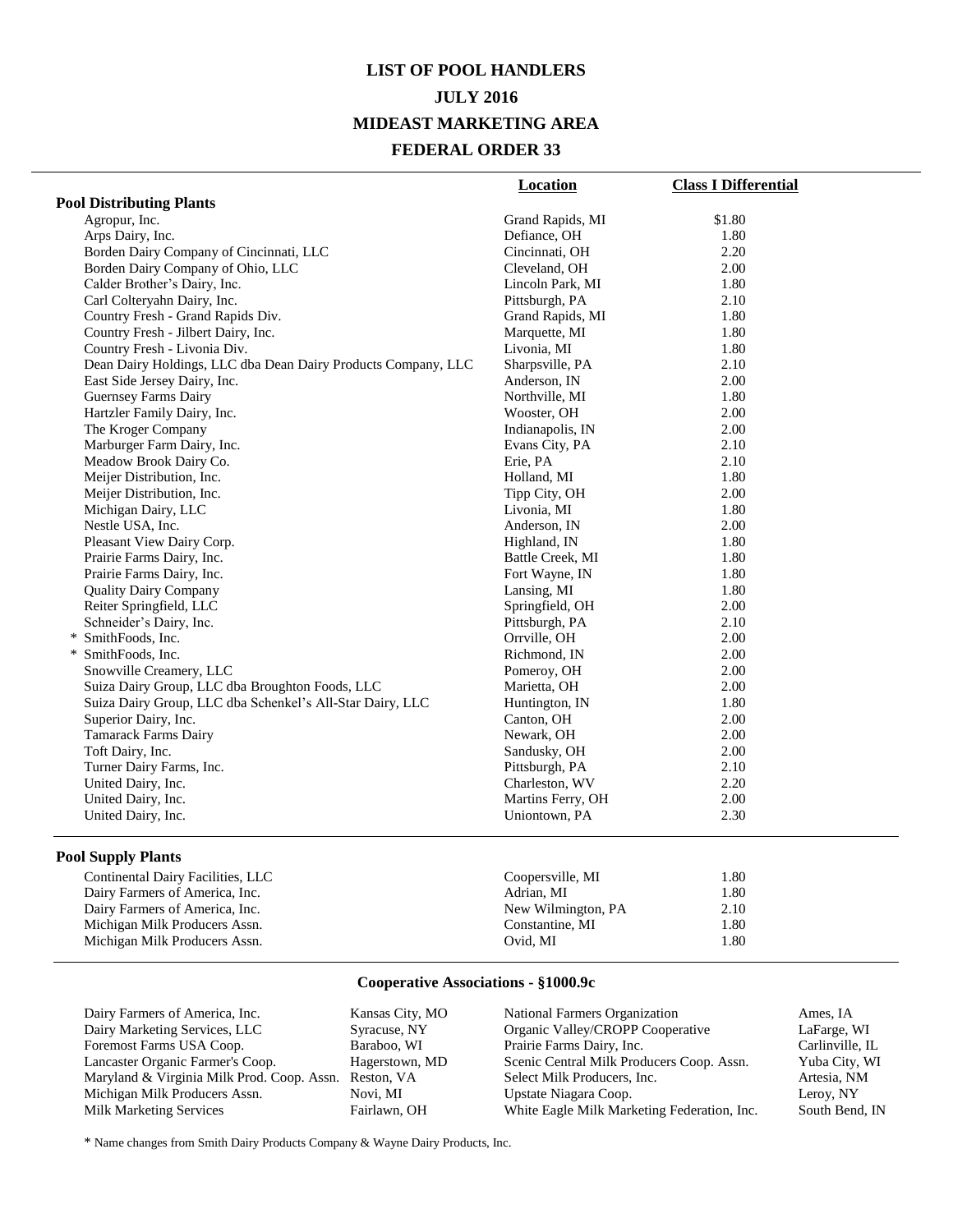# LIST OF POOL HANDLERS

## JULY 2016

## MIDEAST MARKETING AREA

## FEDERAL ORDER 33

| | Location | Class I Differential |
|---|---|---|
| **Pool Distributing Plants** | | |
| Agropur, Inc. | Grand Rapids, MI | $1.80 |
| Arps Dairy, Inc. | Defiance, OH | 1.80 |
| Borden Dairy Company of Cincinnati, LLC | Cincinnati, OH | 2.20 |
| Borden Dairy Company of Ohio, LLC | Cleveland, OH | 2.00 |
| Calder Brother's Dairy, Inc. | Lincoln Park, MI | 1.80 |
| Carl Colteryahn Dairy, Inc. | Pittsburgh, PA | 2.10 |
| Country Fresh - Grand Rapids Div. | Grand Rapids, MI | 1.80 |
| Country Fresh - Jilbert Dairy, Inc. | Marquette, MI | 1.80 |
| Country Fresh - Livonia Div. | Livonia, MI | 1.80 |
| Dean Dairy Holdings, LLC dba Dean Dairy Products Company, LLC | Sharpsville, PA | 2.10 |
| East Side Jersey Dairy, Inc. | Anderson, IN | 2.00 |
| Guernsey Farms Dairy | Northville, MI | 1.80 |
| Hartzler Family Dairy, Inc. | Wooster, OH | 2.00 |
| The Kroger Company | Indianapolis, IN | 2.00 |
| Marburger Farm Dairy, Inc. | Evans City, PA | 2.10 |
| Meadow Brook Dairy Co. | Erie, PA | 2.10 |
| Meijer Distribution, Inc. | Holland, MI | 1.80 |
| Meijer Distribution, Inc. | Tipp City, OH | 2.00 |
| Michigan Dairy, LLC | Livonia, MI | 1.80 |
| Nestle USA, Inc. | Anderson, IN | 2.00 |
| Pleasant View Dairy Corp. | Highland, IN | 1.80 |
| Prairie Farms Dairy, Inc. | Battle Creek, MI | 1.80 |
| Prairie Farms Dairy, Inc. | Fort Wayne, IN | 1.80 |
| Quality Dairy Company | Lansing, MI | 1.80 |
| Reiter Springfield, LLC | Springfield, OH | 2.00 |
| Schneider's Dairy, Inc. | Pittsburgh, PA | 2.10 |
| * SmithFoods, Inc. | Orrville, OH | 2.00 |
| * SmithFoods, Inc. | Richmond, IN | 2.00 |
| Snowville Creamery, LLC | Pomeroy, OH | 2.00 |
| Suiza Dairy Group, LLC dba Broughton Foods, LLC | Marietta, OH | 2.00 |
| Suiza Dairy Group, LLC dba Schenkel's All-Star Dairy, LLC | Huntington, IN | 1.80 |
| Superior Dairy, Inc. | Canton, OH | 2.00 |
| Tamarack Farms Dairy | Newark, OH | 2.00 |
| Toft Dairy, Inc. | Sandusky, OH | 2.00 |
| Turner Dairy Farms, Inc. | Pittsburgh, PA | 2.10 |
| United Dairy, Inc. | Charleston, WV | 2.20 |
| United Dairy, Inc. | Martins Ferry, OH | 2.00 |
| United Dairy, Inc. | Uniontown, PA | 2.30 |
| **Pool Supply Plants** | | |
| Continental Dairy Facilities, LLC | Coopersville, MI | 1.80 |
| Dairy Farmers of America, Inc. | Adrian, MI | 1.80 |
| Dairy Farmers of America, Inc. | New Wilmington, PA | 2.10 |
| Michigan Milk Producers Assn. | Constantine, MI | 1.80 |
| Michigan Milk Producers Assn. | Ovid, MI | 1.80 |

### Cooperative Associations - §1000.9c

| | | | |
|---|---|---|---|
| Dairy Farmers of America, Inc. | Kansas City, MO | National Farmers Organization | Ames, IA |
| Dairy Marketing Services, LLC | Syracuse, NY | Organic Valley/CROPP Cooperative | LaFarge, WI |
| Foremost Farms USA Coop. | Baraboo, WI | Prairie Farms Dairy, Inc. | Carlinville, IL |
| Lancaster Organic Farmer's Coop. | Hagerstown, MD | Scenic Central Milk Producers Coop. Assn. | Yuba City, WI |
| Maryland & Virginia Milk Prod. Coop. Assn. | Reston, VA | Select Milk Producers, Inc. | Artesia, NM |
| Michigan Milk Producers Assn. | Novi, MI | Upstate Niagara Coop. | Leroy, NY |
| Milk Marketing Services | Fairlawn, OH | White Eagle Milk Marketing Federation, Inc. | South Bend, IN |

\* Name changes from Smith Dairy Products Company & Wayne Dairy Products, Inc.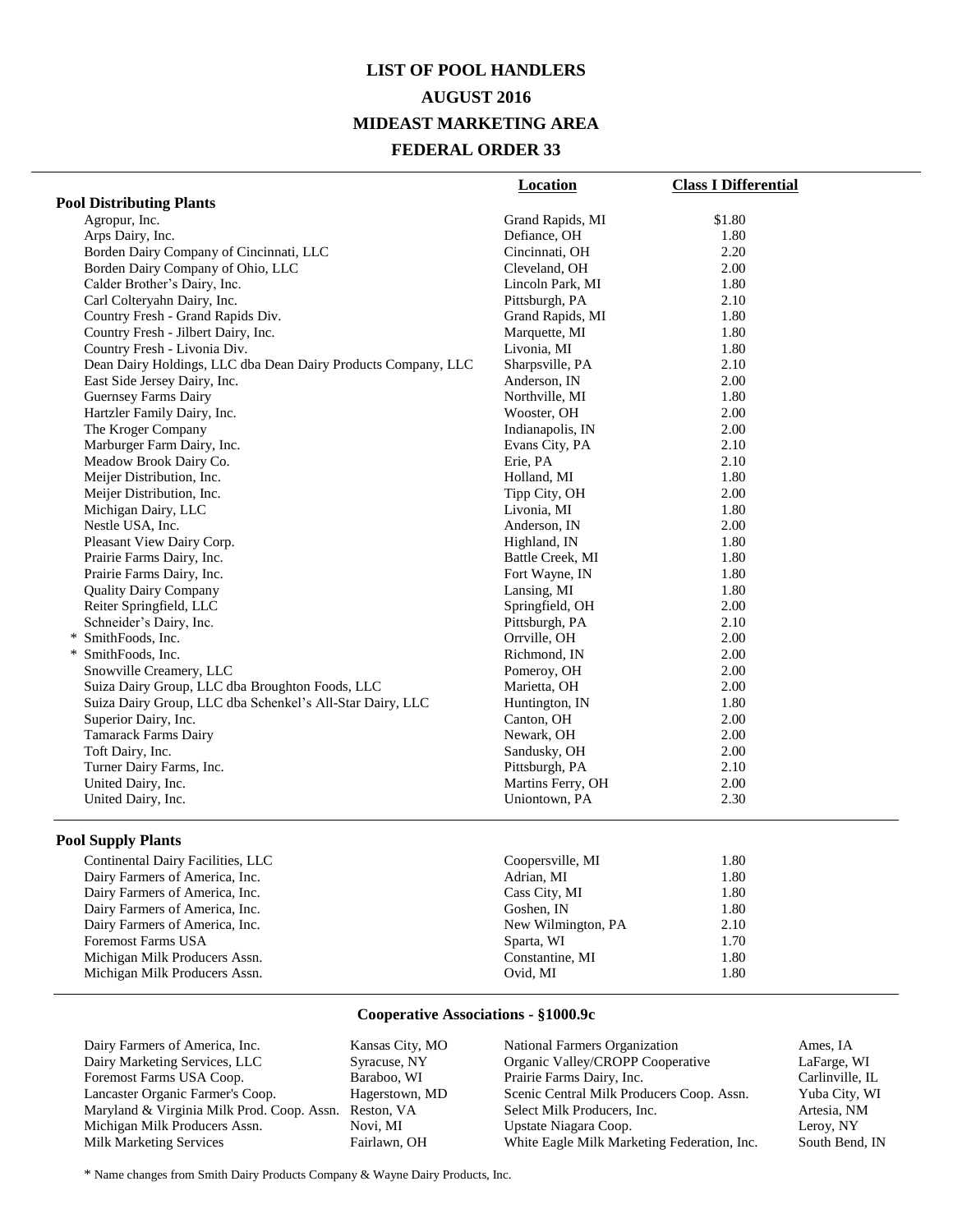# LIST OF POOL HANDLERS
## AUGUST 2016
## MIDEAST MARKETING AREA
## FEDERAL ORDER 33

| | Location | Class I Differential |
|---|---|---|
| **Pool Distributing Plants** | | |
| Agropur, Inc. | Grand Rapids, MI | $1.80 |
| Arps Dairy, Inc. | Defiance, OH | 1.80 |
| Borden Dairy Company of Cincinnati, LLC | Cincinnati, OH | 2.20 |
| Borden Dairy Company of Ohio, LLC | Cleveland, OH | 2.00 |
| Calder Brother's Dairy, Inc. | Lincoln Park, MI | 1.80 |
| Carl Colteryahn Dairy, Inc. | Pittsburgh, PA | 2.10 |
| Country Fresh - Grand Rapids Div. | Grand Rapids, MI | 1.80 |
| Country Fresh - Jilbert Dairy, Inc. | Marquette, MI | 1.80 |
| Country Fresh - Livonia Div. | Livonia, MI | 1.80 |
| Dean Dairy Holdings, LLC dba Dean Dairy Products Company, LLC | Sharpsville, PA | 2.10 |
| East Side Jersey Dairy, Inc. | Anderson, IN | 2.00 |
| Guernsey Farms Dairy | Northville, MI | 1.80 |
| Hartzler Family Dairy, Inc. | Wooster, OH | 2.00 |
| The Kroger Company | Indianapolis, IN | 2.00 |
| Marburger Farm Dairy, Inc. | Evans City, PA | 2.10 |
| Meadow Brook Dairy Co. | Erie, PA | 2.10 |
| Meijer Distribution, Inc. | Holland, MI | 1.80 |
| Meijer Distribution, Inc. | Tipp City, OH | 2.00 |
| Michigan Dairy, LLC | Livonia, MI | 1.80 |
| Nestle USA, Inc. | Anderson, IN | 2.00 |
| Pleasant View Dairy Corp. | Highland, IN | 1.80 |
| Prairie Farms Dairy, Inc. | Battle Creek, MI | 1.80 |
| Prairie Farms Dairy, Inc. | Fort Wayne, IN | 1.80 |
| Quality Dairy Company | Lansing, MI | 1.80 |
| Reiter Springfield, LLC | Springfield, OH | 2.00 |
| Schneider's Dairy, Inc. | Pittsburgh, PA | 2.10 |
| * SmithFoods, Inc. | Orrville, OH | 2.00 |
| * SmithFoods, Inc. | Richmond, IN | 2.00 |
| Snowville Creamery, LLC | Pomeroy, OH | 2.00 |
| Suiza Dairy Group, LLC dba Broughton Foods, LLC | Marietta, OH | 2.00 |
| Suiza Dairy Group, LLC dba Schenkel's All-Star Dairy, LLC | Huntington, IN | 1.80 |
| Superior Dairy, Inc. | Canton, OH | 2.00 |
| Tamarack Farms Dairy | Newark, OH | 2.00 |
| Toft Dairy, Inc. | Sandusky, OH | 2.00 |
| Turner Dairy Farms, Inc. | Pittsburgh, PA | 2.10 |
| United Dairy, Inc. | Martins Ferry, OH | 2.00 |
| United Dairy, Inc. | Uniontown, PA | 2.30 |
| **Pool Supply Plants** | | |
| Continental Dairy Facilities, LLC | Coopersville, MI | 1.80 |
| Dairy Farmers of America, Inc. | Adrian, MI | 1.80 |
| Dairy Farmers of America, Inc. | Cass City, MI | 1.80 |
| Dairy Farmers of America, Inc. | Goshen, IN | 1.80 |
| Dairy Farmers of America, Inc. | New Wilmington, PA | 2.10 |
| Foremost Farms USA | Sparta, WI | 1.70 |
| Michigan Milk Producers Assn. | Constantine, MI | 1.80 |
| Michigan Milk Producers Assn. | Ovid, MI | 1.80 |

### Cooperative Associations - §1000.9c

| | | | |
|---|---|---|---|
| Dairy Farmers of America, Inc. | Kansas City, MO | National Farmers Organization | Ames, IA |
| Dairy Marketing Services, LLC | Syracuse, NY | Organic Valley/CROPP Cooperative | LaFarge, WI |
| Foremost Farms USA Coop. | Baraboo, WI | Prairie Farms Dairy, Inc. | Carlinville, IL |
| Lancaster Organic Farmer's Coop. | Hagerstown, MD | Scenic Central Milk Producers Coop. Assn. | Yuba City, WI |
| Maryland & Virginia Milk Prod. Coop. Assn. | Reston, VA | Select Milk Producers, Inc. | Artesia, NM |
| Michigan Milk Producers Assn. | Novi, MI | Upstate Niagara Coop. | Leroy, NY |
| Milk Marketing Services | Fairlawn, OH | White Eagle Milk Marketing Federation, Inc. | South Bend, IN |

* Name changes from Smith Dairy Products Company & Wayne Dairy Products, Inc.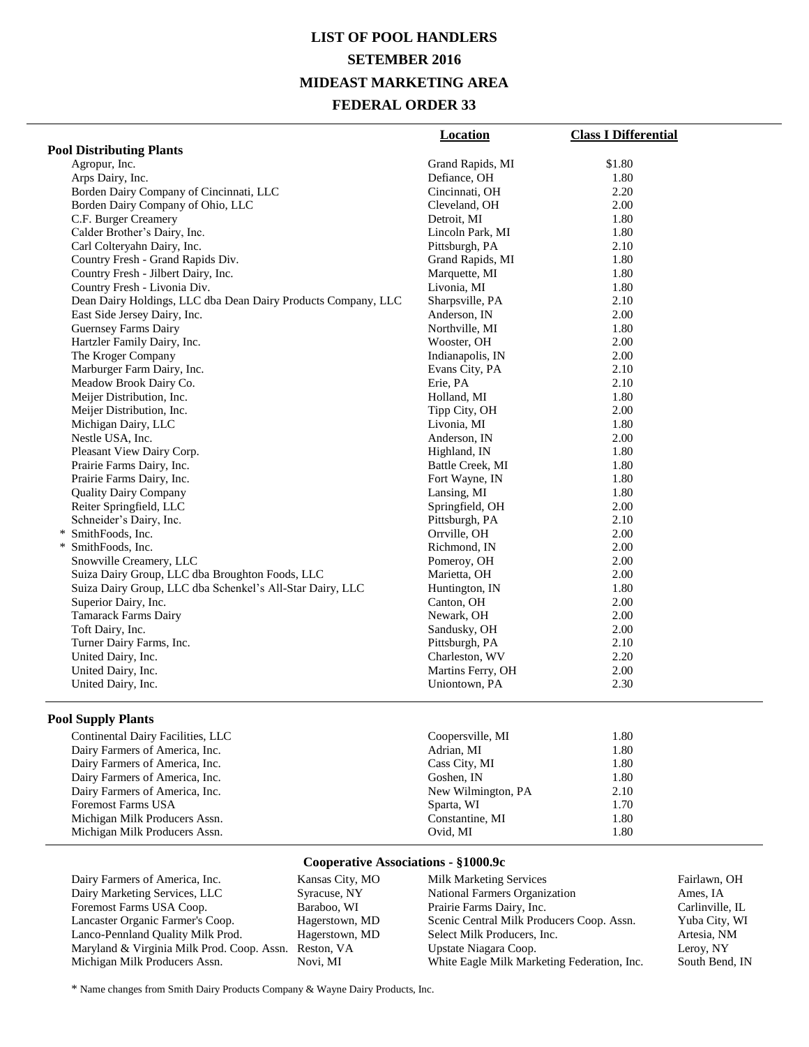# LIST OF POOL HANDLERS
# SETEMBER 2016
# MIDEAST MARKETING AREA
# FEDERAL ORDER 33

| | Location | Class I Differential |
|---|---|---|
| **Pool Distributing Plants** | | |
| Agropur, Inc. | Grand Rapids, MI | $1.80 |
| Arps Dairy, Inc. | Defiance, OH | 1.80 |
| Borden Dairy Company of Cincinnati, LLC | Cincinnati, OH | 2.20 |
| Borden Dairy Company of Ohio, LLC | Cleveland, OH | 2.00 |
| C.F. Burger Creamery | Detroit, MI | 1.80 |
| Calder Brother's Dairy, Inc. | Lincoln Park, MI | 1.80 |
| Carl Colteryahn Dairy, Inc. | Pittsburgh, PA | 2.10 |
| Country Fresh - Grand Rapids Div. | Grand Rapids, MI | 1.80 |
| Country Fresh - Jilbert Dairy, Inc. | Marquette, MI | 1.80 |
| Country Fresh - Livonia Div. | Livonia, MI | 1.80 |
| Dean Dairy Holdings, LLC dba Dean Dairy Products Company, LLC | Sharpsville, PA | 2.10 |
| East Side Jersey Dairy, Inc. | Anderson, IN | 2.00 |
| Guernsey Farms Dairy | Northville, MI | 1.80 |
| Hartzler Family Dairy, Inc. | Wooster, OH | 2.00 |
| The Kroger Company | Indianapolis, IN | 2.00 |
| Marburger Farm Dairy, Inc. | Evans City, PA | 2.10 |
| Meadow Brook Dairy Co. | Erie, PA | 2.10 |
| Meijer Distribution, Inc. | Holland, MI | 1.80 |
| Meijer Distribution, Inc. | Tipp City, OH | 2.00 |
| Michigan Dairy, LLC | Livonia, MI | 1.80 |
| Nestle USA, Inc. | Anderson, IN | 2.00 |
| Pleasant View Dairy Corp. | Highland, IN | 1.80 |
| Prairie Farms Dairy, Inc. | Battle Creek, MI | 1.80 |
| Prairie Farms Dairy, Inc. | Fort Wayne, IN | 1.80 |
| Quality Dairy Company | Lansing, MI | 1.80 |
| Reiter Springfield, LLC | Springfield, OH | 2.00 |
| Schneider's Dairy, Inc. | Pittsburgh, PA | 2.10 |
| * SmithFoods, Inc. | Orrville, OH | 2.00 |
| * SmithFoods, Inc. | Richmond, IN | 2.00 |
| Snowville Creamery, LLC | Pomeroy, OH | 2.00 |
| Suiza Dairy Group, LLC dba Broughton Foods, LLC | Marietta, OH | 2.00 |
| Suiza Dairy Group, LLC dba Schenkel's All-Star Dairy, LLC | Huntington, IN | 1.80 |
| Superior Dairy, Inc. | Canton, OH | 2.00 |
| Tamarack Farms Dairy | Newark, OH | 2.00 |
| Toft Dairy, Inc. | Sandusky, OH | 2.00 |
| Turner Dairy Farms, Inc. | Pittsburgh, PA | 2.10 |
| United Dairy, Inc. | Charleston, WV | 2.20 |
| United Dairy, Inc. | Martins Ferry, OH | 2.00 |
| United Dairy, Inc. | Uniontown, PA | 2.30 |
| **Pool Supply Plants** | | |
| Continental Dairy Facilities, LLC | Coopersville, MI | 1.80 |
| Dairy Farmers of America, Inc. | Adrian, MI | 1.80 |
| Dairy Farmers of America, Inc. | Cass City, MI | 1.80 |
| Dairy Farmers of America, Inc. | Goshen, IN | 1.80 |
| Dairy Farmers of America, Inc. | New Wilmington, PA | 2.10 |
| Foremost Farms USA | Sparta, WI | 1.70 |
| Michigan Milk Producers Assn. | Constantine, MI | 1.80 |
| Michigan Milk Producers Assn. | Ovid, MI | 1.80 |

## Cooperative Associations - §1000.9c

| | | | |
|---|---|---|---|
| Dairy Farmers of America, Inc. | Kansas City, MO | Milk Marketing Services | Fairlawn, OH |
| Dairy Marketing Services, LLC | Syracuse, NY | National Farmers Organization | Ames, IA |
| Foremost Farms USA Coop. | Baraboo, WI | Prairie Farms Dairy, Inc. | Carlinville, IL |
| Lancaster Organic Farmer's Coop. | Hagerstown, MD | Scenic Central Milk Producers Coop. Assn. | Yuba City, WI |
| Lanco-Pennland Quality Milk Prod. | Hagerstown, MD | Select Milk Producers, Inc. | Artesia, NM |
| Maryland & Virginia Milk Prod. Coop. Assn. | Reston, VA | Upstate Niagara Coop. | Leroy, NY |
| Michigan Milk Producers Assn. | Novi, MI | White Eagle Milk Marketing Federation, Inc. | South Bend, IN |

* Name changes from Smith Dairy Products Company & Wayne Dairy Products, Inc.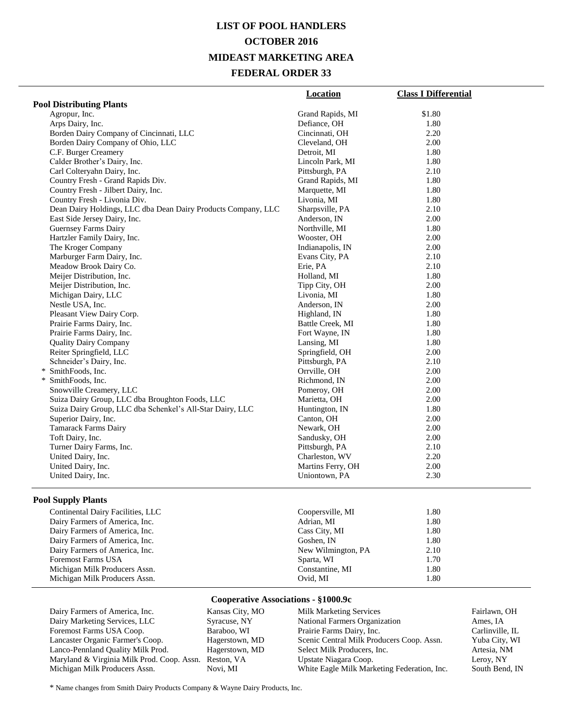# LIST OF POOL HANDLERS

## OCTOBER 2016

## MIDEAST MARKETING AREA

## FEDERAL ORDER 33

| | Location | Class I Differential |
|---|---|---|
| **Pool Distributing Plants** | | |
| Agropur, Inc. | Grand Rapids, MI | $1.80 |
| Arps Dairy, Inc. | Defiance, OH | 1.80 |
| Borden Dairy Company of Cincinnati, LLC | Cincinnati, OH | 2.20 |
| Borden Dairy Company of Ohio, LLC | Cleveland, OH | 2.00 |
| C.F. Burger Creamery | Detroit, MI | 1.80 |
| Calder Brother's Dairy, Inc. | Lincoln Park, MI | 1.80 |
| Carl Colteryahn Dairy, Inc. | Pittsburgh, PA | 2.10 |
| Country Fresh - Grand Rapids Div. | Grand Rapids, MI | 1.80 |
| Country Fresh - Jilbert Dairy, Inc. | Marquette, MI | 1.80 |
| Country Fresh - Livonia Div. | Livonia, MI | 1.80 |
| Dean Dairy Holdings, LLC dba Dean Dairy Products Company, LLC | Sharpsville, PA | 2.10 |
| East Side Jersey Dairy, Inc. | Anderson, IN | 2.00 |
| Guernsey Farms Dairy | Northville, MI | 1.80 |
| Hartzler Family Dairy, Inc. | Wooster, OH | 2.00 |
| The Kroger Company | Indianapolis, IN | 2.00 |
| Marburger Farm Dairy, Inc. | Evans City, PA | 2.10 |
| Meadow Brook Dairy Co. | Erie, PA | 2.10 |
| Meijer Distribution, Inc. | Holland, MI | 1.80 |
| Meijer Distribution, Inc. | Tipp City, OH | 2.00 |
| Michigan Dairy, LLC | Livonia, MI | 1.80 |
| Nestle USA, Inc. | Anderson, IN | 2.00 |
| Pleasant View Dairy Corp. | Highland, IN | 1.80 |
| Prairie Farms Dairy, Inc. | Battle Creek, MI | 1.80 |
| Prairie Farms Dairy, Inc. | Fort Wayne, IN | 1.80 |
| Quality Dairy Company | Lansing, MI | 1.80 |
| Reiter Springfield, LLC | Springfield, OH | 2.00 |
| Schneider's Dairy, Inc. | Pittsburgh, PA | 2.10 |
| * SmithFoods, Inc. | Orrville, OH | 2.00 |
| * SmithFoods, Inc. | Richmond, IN | 2.00 |
| Snowville Creamery, LLC | Pomeroy, OH | 2.00 |
| Suiza Dairy Group, LLC dba Broughton Foods, LLC | Marietta, OH | 2.00 |
| Suiza Dairy Group, LLC dba Schenkel's All-Star Dairy, LLC | Huntington, IN | 1.80 |
| Superior Dairy, Inc. | Canton, OH | 2.00 |
| Tamarack Farms Dairy | Newark, OH | 2.00 |
| Toft Dairy, Inc. | Sandusky, OH | 2.00 |
| Turner Dairy Farms, Inc. | Pittsburgh, PA | 2.10 |
| United Dairy, Inc. | Charleston, WV | 2.20 |
| United Dairy, Inc. | Martins Ferry, OH | 2.00 |
| United Dairy, Inc. | Uniontown, PA | 2.30 |
| **Pool Supply Plants** | | |
| Continental Dairy Facilities, LLC | Coopersville, MI | 1.80 |
| Dairy Farmers of America, Inc. | Adrian, MI | 1.80 |
| Dairy Farmers of America, Inc. | Cass City, MI | 1.80 |
| Dairy Farmers of America, Inc. | Goshen, IN | 1.80 |
| Dairy Farmers of America, Inc. | New Wilmington, PA | 2.10 |
| Foremost Farms USA | Sparta, WI | 1.70 |
| Michigan Milk Producers Assn. | Constantine, MI | 1.80 |
| Michigan Milk Producers Assn. | Ovid, MI | 1.80 |

### Cooperative Associations - §1000.9c

| | | | |
|---|---|---|---|
| Dairy Farmers of America, Inc. | Kansas City, MO | Milk Marketing Services | Fairlawn, OH |
| Dairy Marketing Services, LLC | Syracuse, NY | National Farmers Organization | Ames, IA |
| Foremost Farms USA Coop. | Baraboo, WI | Prairie Farms Dairy, Inc. | Carlinville, IL |
| Lancaster Organic Farmer's Coop. | Hagerstown, MD | Scenic Central Milk Producers Coop. Assn. | Yuba City, WI |
| Lanco-Pennland Quality Milk Prod. | Hagerstown, MD | Select Milk Producers, Inc. | Artesia, NM |
| Maryland & Virginia Milk Prod. Coop. Assn. | Reston, VA | Upstate Niagara Coop. | Leroy, NY |
| Michigan Milk Producers Assn. | Novi, MI | White Eagle Milk Marketing Federation, Inc. | South Bend, IN |

* Name changes from Smith Dairy Products Company & Wayne Dairy Products, Inc.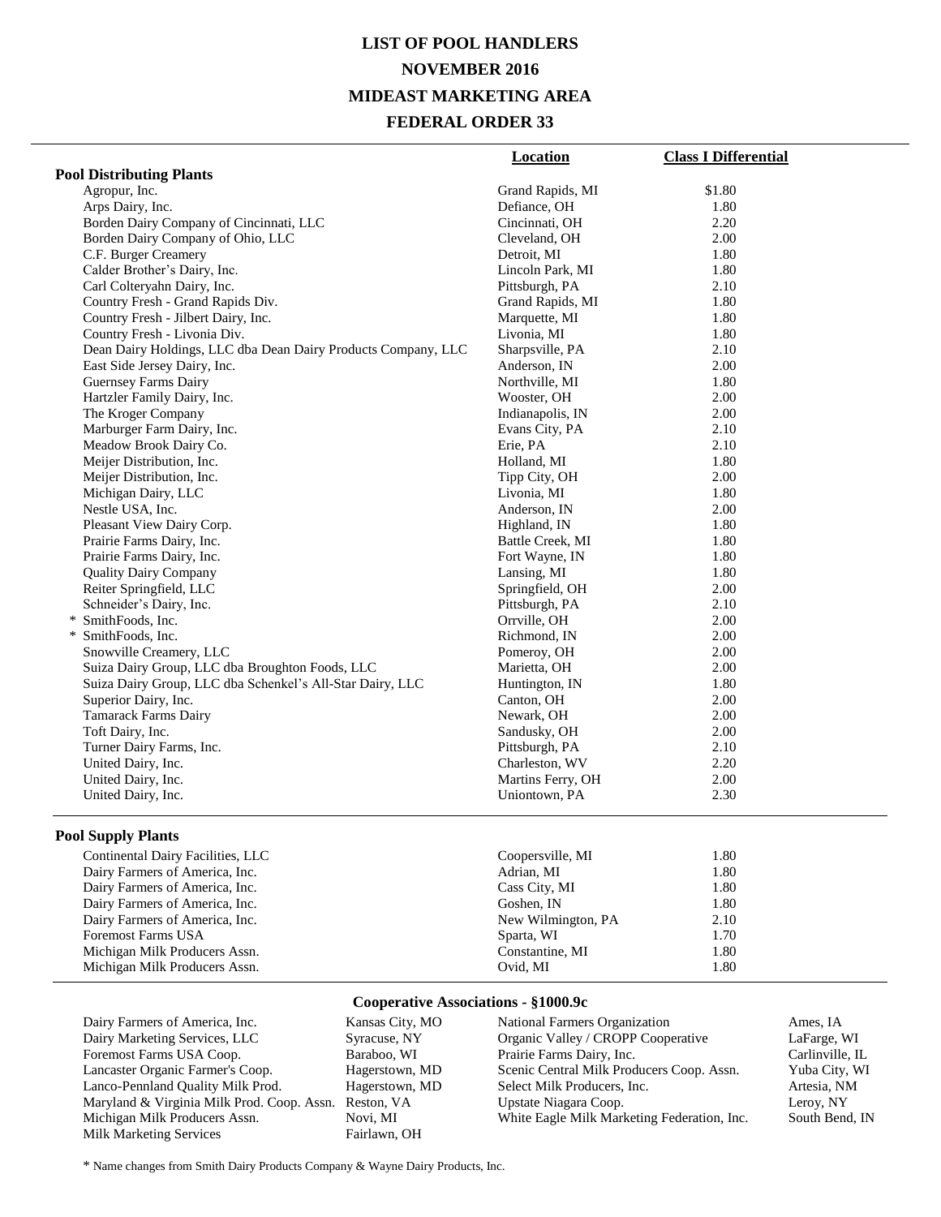# LIST OF POOL HANDLERS
# NOVEMBER 2016
# MIDEAST MARKETING AREA
# FEDERAL ORDER 33

| | Location | Class I Differential |
|---|---|---|
| **Pool Distributing Plants** | | |
| Agropur, Inc. | Grand Rapids, MI | $1.80 |
| Arps Dairy, Inc. | Defiance, OH | 1.80 |
| Borden Dairy Company of Cincinnati, LLC | Cincinnati, OH | 2.20 |
| Borden Dairy Company of Ohio, LLC | Cleveland, OH | 2.00 |
| C.F. Burger Creamery | Detroit, MI | 1.80 |
| Calder Brother's Dairy, Inc. | Lincoln Park, MI | 1.80 |
| Carl Colteryahn Dairy, Inc. | Pittsburgh, PA | 2.10 |
| Country Fresh - Grand Rapids Div. | Grand Rapids, MI | 1.80 |
| Country Fresh - Jilbert Dairy, Inc. | Marquette, MI | 1.80 |
| Country Fresh - Livonia Div. | Livonia, MI | 1.80 |
| Dean Dairy Holdings, LLC dba Dean Dairy Products Company, LLC | Sharpsville, PA | 2.10 |
| East Side Jersey Dairy, Inc. | Anderson, IN | 2.00 |
| Guernsey Farms Dairy | Northville, MI | 1.80 |
| Hartzler Family Dairy, Inc. | Wooster, OH | 2.00 |
| The Kroger Company | Indianapolis, IN | 2.00 |
| Marburger Farm Dairy, Inc. | Evans City, PA | 2.10 |
| Meadow Brook Dairy Co. | Erie, PA | 2.10 |
| Meijer Distribution, Inc. | Holland, MI | 1.80 |
| Meijer Distribution, Inc. | Tipp City, OH | 2.00 |
| Michigan Dairy, LLC | Livonia, MI | 1.80 |
| Nestle USA, Inc. | Anderson, IN | 2.00 |
| Pleasant View Dairy Corp. | Highland, IN | 1.80 |
| Prairie Farms Dairy, Inc. | Battle Creek, MI | 1.80 |
| Prairie Farms Dairy, Inc. | Fort Wayne, IN | 1.80 |
| Quality Dairy Company | Lansing, MI | 1.80 |
| Reiter Springfield, LLC | Springfield, OH | 2.00 |
| Schneider's Dairy, Inc. | Pittsburgh, PA | 2.10 |
| * SmithFoods, Inc. | Orrville, OH | 2.00 |
| * SmithFoods, Inc. | Richmond, IN | 2.00 |
| Snowville Creamery, LLC | Pomeroy, OH | 2.00 |
| Suiza Dairy Group, LLC dba Broughton Foods, LLC | Marietta, OH | 2.00 |
| Suiza Dairy Group, LLC dba Schenkel's All-Star Dairy, LLC | Huntington, IN | 1.80 |
| Superior Dairy, Inc. | Canton, OH | 2.00 |
| Tamarack Farms Dairy | Newark, OH | 2.00 |
| Toft Dairy, Inc. | Sandusky, OH | 2.00 |
| Turner Dairy Farms, Inc. | Pittsburgh, PA | 2.10 |
| United Dairy, Inc. | Charleston, WV | 2.20 |
| United Dairy, Inc. | Martins Ferry, OH | 2.00 |
| United Dairy, Inc. | Uniontown, PA | 2.30 |
| **Pool Supply Plants** | | |
| Continental Dairy Facilities, LLC | Coopersville, MI | 1.80 |
| Dairy Farmers of America, Inc. | Adrian, MI | 1.80 |
| Dairy Farmers of America, Inc. | Cass City, MI | 1.80 |
| Dairy Farmers of America, Inc. | Goshen, IN | 1.80 |
| Dairy Farmers of America, Inc. | New Wilmington, PA | 2.10 |
| Foremost Farms USA | Sparta, WI | 1.70 |
| Michigan Milk Producers Assn. | Constantine, MI | 1.80 |
| Michigan Milk Producers Assn. | Ovid, MI | 1.80 |

## Cooperative Associations - §1000.9c

| | | | |
|---|---|---|---|
| Dairy Farmers of America, Inc. | Kansas City, MO | National Farmers Organization | Ames, IA |
| Dairy Marketing Services, LLC | Syracuse, NY | Organic Valley / CROPP Cooperative | LaFarge, WI |
| Foremost Farms USA Coop. | Baraboo, WI | Prairie Farms Dairy, Inc. | Carlinville, IL |
| Lancaster Organic Farmer's Coop. | Hagerstown, MD | Scenic Central Milk Producers Coop. Assn. | Yuba City, WI |
| Lanco-Pennland Quality Milk Prod. | Hagerstown, MD | Select Milk Producers, Inc. | Artesia, NM |
| Maryland & Virginia Milk Prod. Coop. Assn. | Reston, VA | Upstate Niagara Coop. | Leroy, NY |
| Michigan Milk Producers Assn. | Novi, MI | White Eagle Milk Marketing Federation, Inc. | South Bend, IN |
| Milk Marketing Services | Fairlawn, OH | | |

\* Name changes from Smith Dairy Products Company & Wayne Dairy Products, Inc.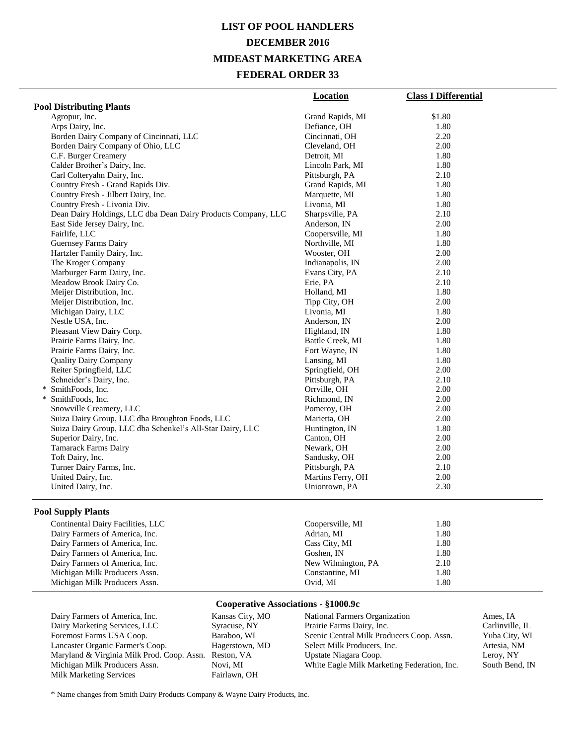# LIST OF POOL HANDLERS
## DECEMBER 2016
## MIDEAST MARKETING AREA
## FEDERAL ORDER 33

| | Location | Class I Differential |
|---|---|---|
| **Pool Distributing Plants** | | |
| Agropur, Inc. | Grand Rapids, MI | $1.80 |
| Arps Dairy, Inc. | Defiance, OH | 1.80 |
| Borden Dairy Company of Cincinnati, LLC | Cincinnati, OH | 2.20 |
| Borden Dairy Company of Ohio, LLC | Cleveland, OH | 2.00 |
| C.F. Burger Creamery | Detroit, MI | 1.80 |
| Calder Brother's Dairy, Inc. | Lincoln Park, MI | 1.80 |
| Carl Colteryahn Dairy, Inc. | Pittsburgh, PA | 2.10 |
| Country Fresh - Grand Rapids Div. | Grand Rapids, MI | 1.80 |
| Country Fresh - Jilbert Dairy, Inc. | Marquette, MI | 1.80 |
| Country Fresh - Livonia Div. | Livonia, MI | 1.80 |
| Dean Dairy Holdings, LLC dba Dean Dairy Products Company, LLC | Sharpsville, PA | 2.10 |
| East Side Jersey Dairy, Inc. | Anderson, IN | 2.00 |
| Fairlife, LLC | Coopersville, MI | 1.80 |
| Guernsey Farms Dairy | Northville, MI | 1.80 |
| Hartzler Family Dairy, Inc. | Wooster, OH | 2.00 |
| The Kroger Company | Indianapolis, IN | 2.00 |
| Marburger Farm Dairy, Inc. | Evans City, PA | 2.10 |
| Meadow Brook Dairy Co. | Erie, PA | 2.10 |
| Meijer Distribution, Inc. | Holland, MI | 1.80 |
| Meijer Distribution, Inc. | Tipp City, OH | 2.00 |
| Michigan Dairy, LLC | Livonia, MI | 1.80 |
| Nestle USA, Inc. | Anderson, IN | 2.00 |
| Pleasant View Dairy Corp. | Highland, IN | 1.80 |
| Prairie Farms Dairy, Inc. | Battle Creek, MI | 1.80 |
| Prairie Farms Dairy, Inc. | Fort Wayne, IN | 1.80 |
| Quality Dairy Company | Lansing, MI | 1.80 |
| Reiter Springfield, LLC | Springfield, OH | 2.00 |
| Schneider's Dairy, Inc. | Pittsburgh, PA | 2.10 |
| * SmithFoods, Inc. | Orrville, OH | 2.00 |
| * SmithFoods, Inc. | Richmond, IN | 2.00 |
| Snowville Creamery, LLC | Pomeroy, OH | 2.00 |
| Suiza Dairy Group, LLC dba Broughton Foods, LLC | Marietta, OH | 2.00 |
| Suiza Dairy Group, LLC dba Schenkel's All-Star Dairy, LLC | Huntington, IN | 1.80 |
| Superior Dairy, Inc. | Canton, OH | 2.00 |
| Tamarack Farms Dairy | Newark, OH | 2.00 |
| Toft Dairy, Inc. | Sandusky, OH | 2.00 |
| Turner Dairy Farms, Inc. | Pittsburgh, PA | 2.10 |
| United Dairy, Inc. | Martins Ferry, OH | 2.00 |
| United Dairy, Inc. | Uniontown, PA | 2.30 |
| **Pool Supply Plants** | | |
| Continental Dairy Facilities, LLC | Coopersville, MI | 1.80 |
| Dairy Farmers of America, Inc. | Adrian, MI | 1.80 |
| Dairy Farmers of America, Inc. | Cass City, MI | 1.80 |
| Dairy Farmers of America, Inc. | Goshen, IN | 1.80 |
| Dairy Farmers of America, Inc. | New Wilmington, PA | 2.10 |
| Michigan Milk Producers Assn. | Constantine, MI | 1.80 |
| Michigan Milk Producers Assn. | Ovid, MI | 1.80 |

### Cooperative Associations - §1000.9c

| | | | |
|---|---|---|---|
| Dairy Farmers of America, Inc. | Kansas City, MO | National Farmers Organization | Ames, IA |
| Dairy Marketing Services, LLC | Syracuse, NY | Prairie Farms Dairy, Inc. | Carlinville, IL |
| Foremost Farms USA Coop. | Baraboo, WI | Scenic Central Milk Producers Coop. Assn. | Yuba City, WI |
| Lancaster Organic Farmer's Coop. | Hagerstown, MD | Select Milk Producers, Inc. | Artesia, NM |
| Maryland & Virginia Milk Prod. Coop. Assn. | Reston, VA | Upstate Niagara Coop. | Leroy, NY |
| Michigan Milk Producers Assn. | Novi, MI | White Eagle Milk Marketing Federation, Inc. | South Bend, IN |
| Milk Marketing Services | Fairlawn, OH | | |

* Name changes from Smith Dairy Products Company & Wayne Dairy Products, Inc.